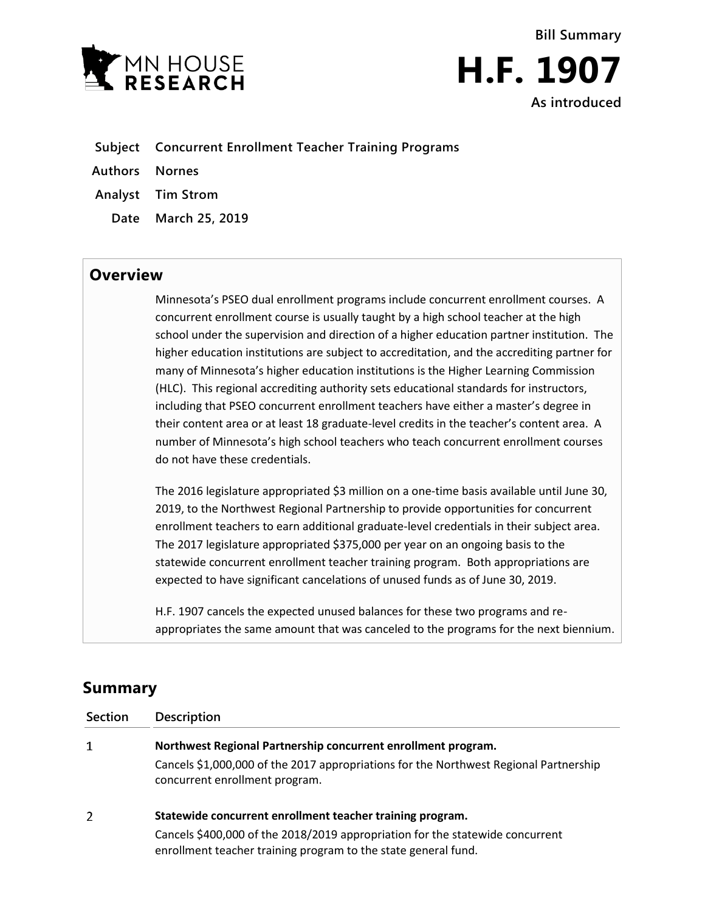MN HOUSE RESEARCH

Bill Summary

# H.F. 1907

As introduced

**Subject** Concurrent Enrollment Teacher Training Programs

**Authors** Nornes

**Analyst** Tim Strom

**Date** March 25, 2019

## Overview

Minnesota's PSEO dual enrollment programs include concurrent enrollment courses. A concurrent enrollment course is usually taught by a high school teacher at the high school under the supervision and direction of a higher education partner institution. The higher education institutions are subject to accreditation, and the accrediting partner for many of Minnesota's higher education institutions is the Higher Learning Commission (HLC). This regional accrediting authority sets educational standards for instructors, including that PSEO concurrent enrollment teachers have either a master's degree in their content area or at least 18 graduate-level credits in the teacher's content area. A number of Minnesota's high school teachers who teach concurrent enrollment courses do not have these credentials.

The 2016 legislature appropriated $3 million on a one-time basis available until June 30, 2019, to the Northwest Regional Partnership to provide opportunities for concurrent enrollment teachers to earn additional graduate-level credentials in their subject area. The 2017 legislature appropriated $375,000 per year on an ongoing basis to the statewide concurrent enrollment teacher training program. Both appropriations are expected to have significant cancelations of unused funds as of June 30, 2019.

H.F. 1907 cancels the expected unused balances for these two programs and re-appropriates the same amount that was canceled to the programs for the next biennium.

## Summary

| Section | Description |
|---|---|
| 1 | **Northwest Regional Partnership concurrent enrollment program.** Cancels $1,000,000 of the 2017 appropriations for the Northwest Regional Partnership concurrent enrollment program. |
| 2 | **Statewide concurrent enrollment teacher training program.** Cancels $400,000 of the 2018/2019 appropriation for the statewide concurrent enrollment teacher training program to the state general fund. |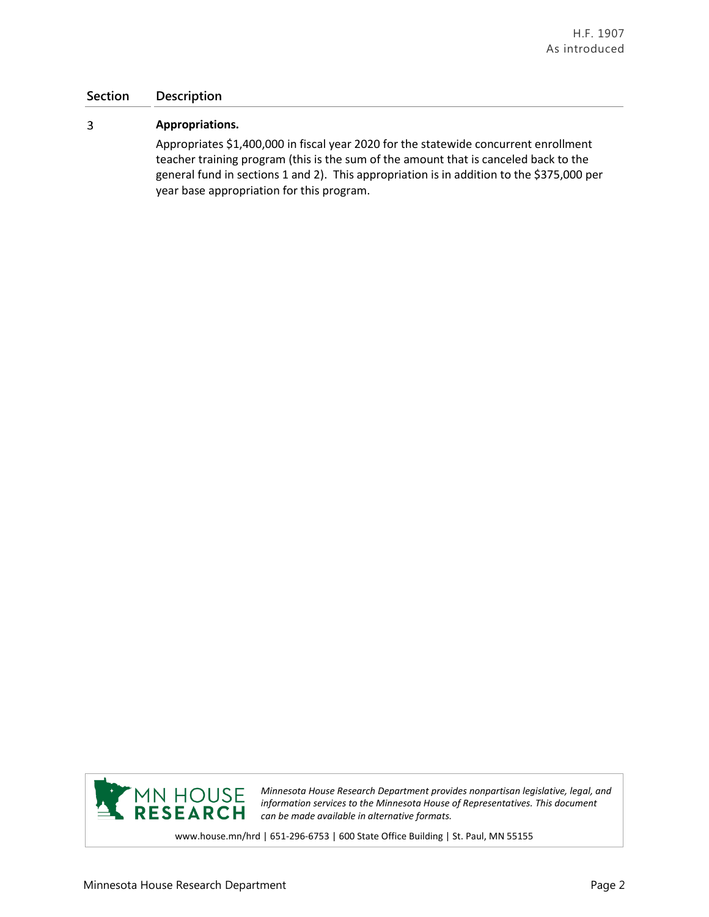| Section | Description |
|---|---|
| 3 | **Appropriations.** Appropriates $1,400,000 in fiscal year 2020 for the statewide concurrent enrollment teacher training program (this is the sum of the amount that is canceled back to the general fund in sections 1 and 2). This appropriation is in addition to the $375,000 per year base appropriation for this program. |

*Minnesota House Research Department provides nonpartisan legislative, legal, and information services to the Minnesota House of Representatives. This document can be made available in alternative formats.*

www.house.mn/hrd | 651-296-6753 | 600 State Office Building | St. Paul, MN 55155